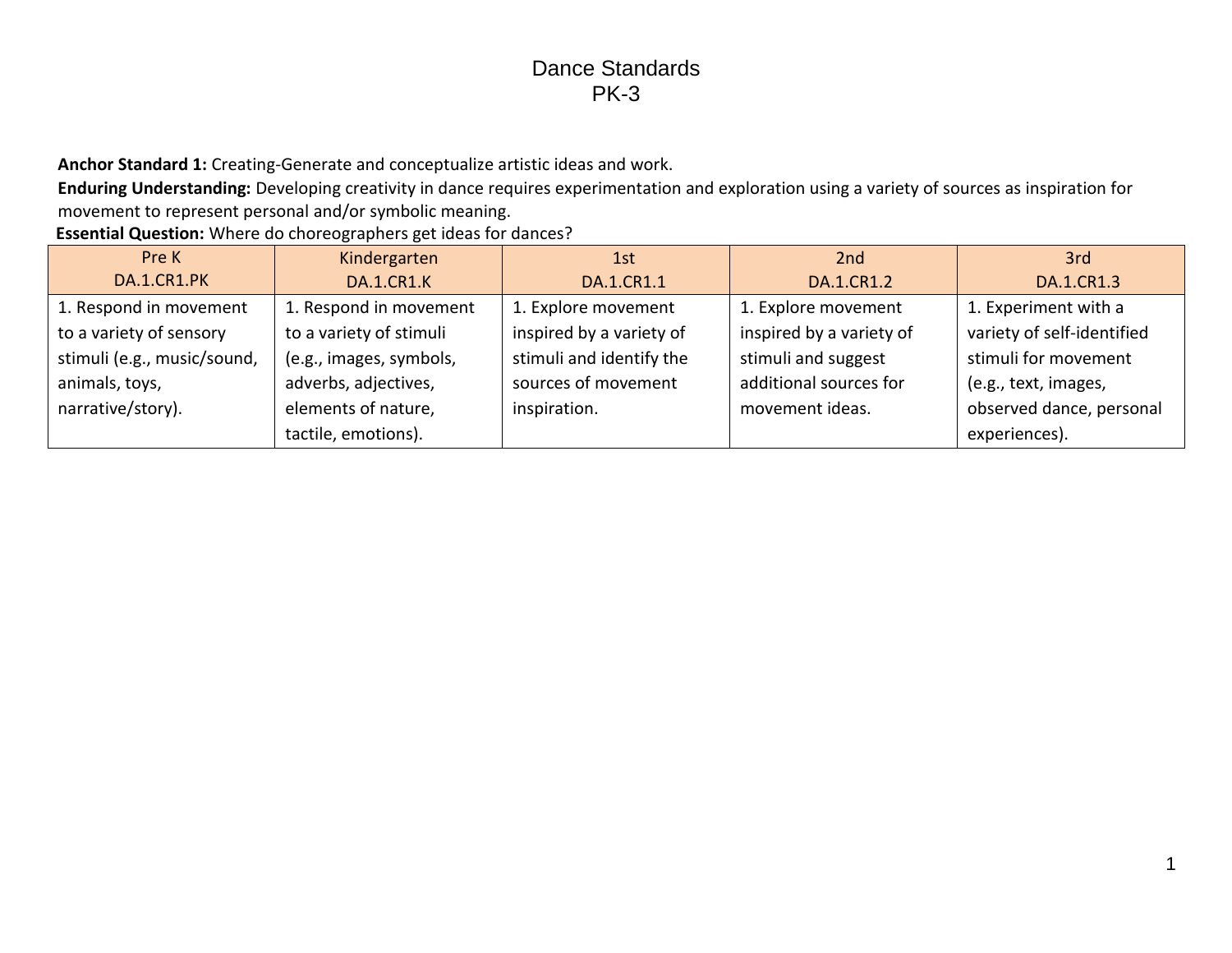# Dance Standards
## PK-3

**Anchor Standard 1:** Creating-Generate and conceptualize artistic ideas and work.

**Enduring Understanding:** Developing creativity in dance requires experimentation and exploration using a variety of sources as inspiration for movement to represent personal and/or symbolic meaning.

**Essential Question:** Where do choreographers get ideas for dances?

| Pre K<br>DA.1.CR1.PK | Kindergarten<br>DA.1.CR1.K | 1st<br>DA.1.CR1.1 | 2nd<br>DA.1.CR1.2 | 3rd<br>DA.1.CR1.3 |
|---|---|---|---|---|
| 1. Respond in movement to a variety of sensory stimuli (e.g., music/sound, animals, toys, narrative/story). | 1. Respond in movement to a variety of stimuli (e.g., images, symbols, adverbs, adjectives, elements of nature, tactile, emotions). | 1. Explore movement inspired by a variety of stimuli and identify the sources of movement inspiration. | 1. Explore movement inspired by a variety of stimuli and suggest additional sources for movement ideas. | 1. Experiment with a variety of self-identified stimuli for movement (e.g., text, images, observed dance, personal experiences). |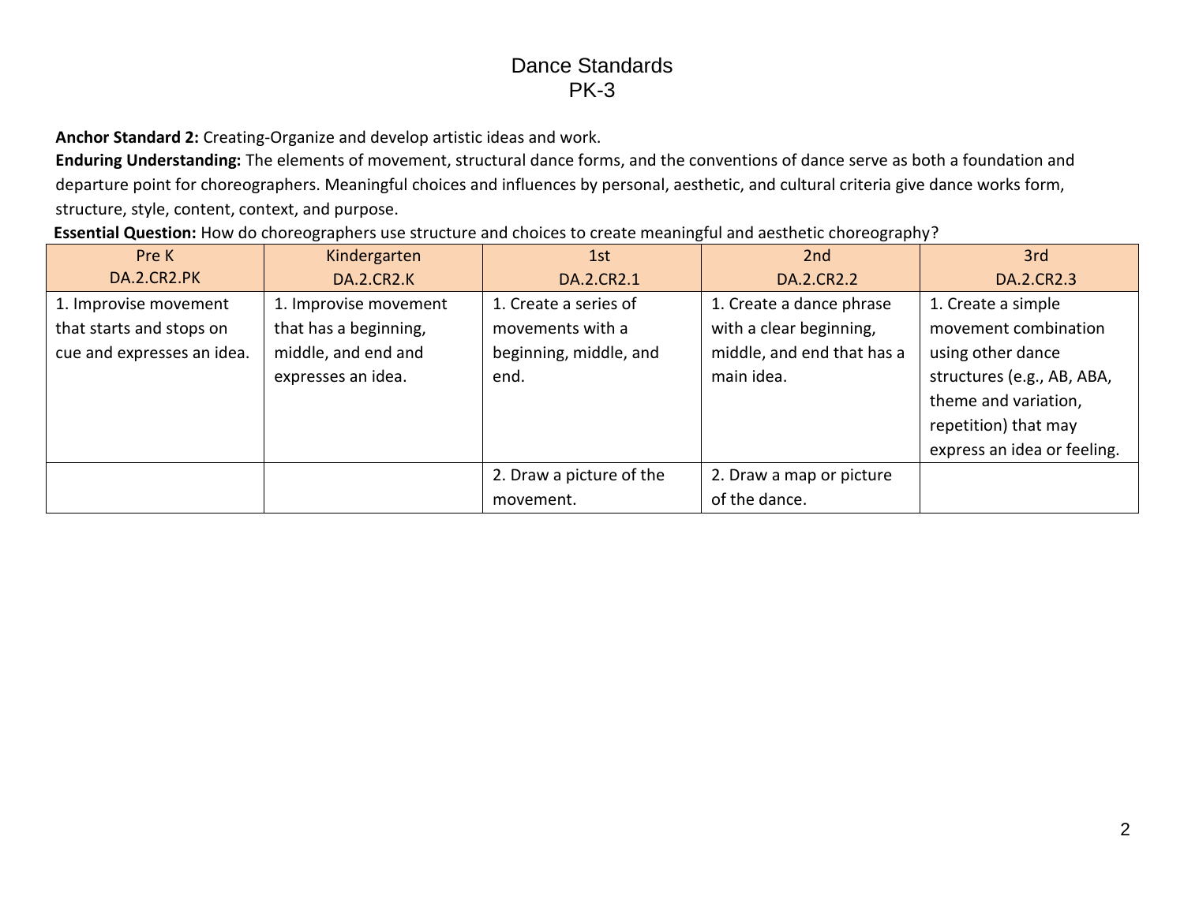# Dance Standards
## PK-3

**Anchor Standard 2:** Creating-Organize and develop artistic ideas and work.

**Enduring Understanding:** The elements of movement, structural dance forms, and the conventions of dance serve as both a foundation and departure point for choreographers. Meaningful choices and influences by personal, aesthetic, and cultural criteria give dance works form, structure, style, content, context, and purpose.

**Essential Question:** How do choreographers use structure and choices to create meaningful and aesthetic choreography?

| Pre K<br>DA.2.CR2.PK | Kindergarten<br>DA.2.CR2.K | 1st<br>DA.2.CR2.1 | 2nd<br>DA.2.CR2.2 | 3rd<br>DA.2.CR2.3 |
|---|---|---|---|---|
| 1. Improvise movement that starts and stops on cue and expresses an idea. | 1. Improvise movement that has a beginning, middle, and end and expresses an idea. | 1. Create a series of movements with a beginning, middle, and end. | 1. Create a dance phrase with a clear beginning, middle, and end that has a main idea. | 1. Create a simple movement combination using other dance structures (e.g., AB, ABA, theme and variation, repetition) that may express an idea or feeling. |
| | | 2. Draw a picture of the movement. | 2. Draw a map or picture of the dance. | |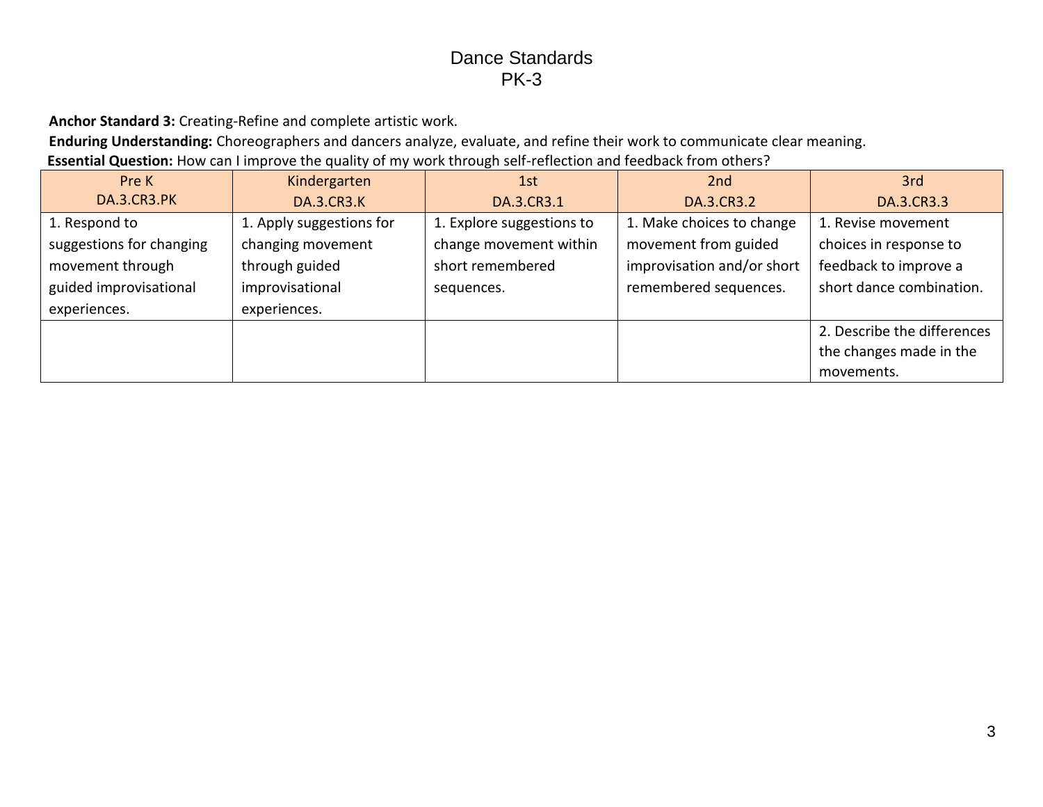# Dance Standards
## PK-3

**Anchor Standard 3:** Creating-Refine and complete artistic work.

**Enduring Understanding:** Choreographers and dancers analyze, evaluate, and refine their work to communicate clear meaning.

**Essential Question:** How can I improve the quality of my work through self-reflection and feedback from others?

| Pre K<br>DA.3.CR3.PK | Kindergarten<br>DA.3.CR3.K | 1st<br>DA.3.CR3.1 | 2nd<br>DA.3.CR3.2 | 3rd<br>DA.3.CR3.3 |
|---|---|---|---|---|
| 1. Respond to suggestions for changing movement through guided improvisational experiences. | 1. Apply suggestions for changing movement through guided improvisational experiences. | 1. Explore suggestions to change movement within short remembered sequences. | 1. Make choices to change movement from guided improvisation and/or short remembered sequences. | 1. Revise movement choices in response to feedback to improve a short dance combination. |
| | | | | 2. Describe the differences the changes made in the movements. |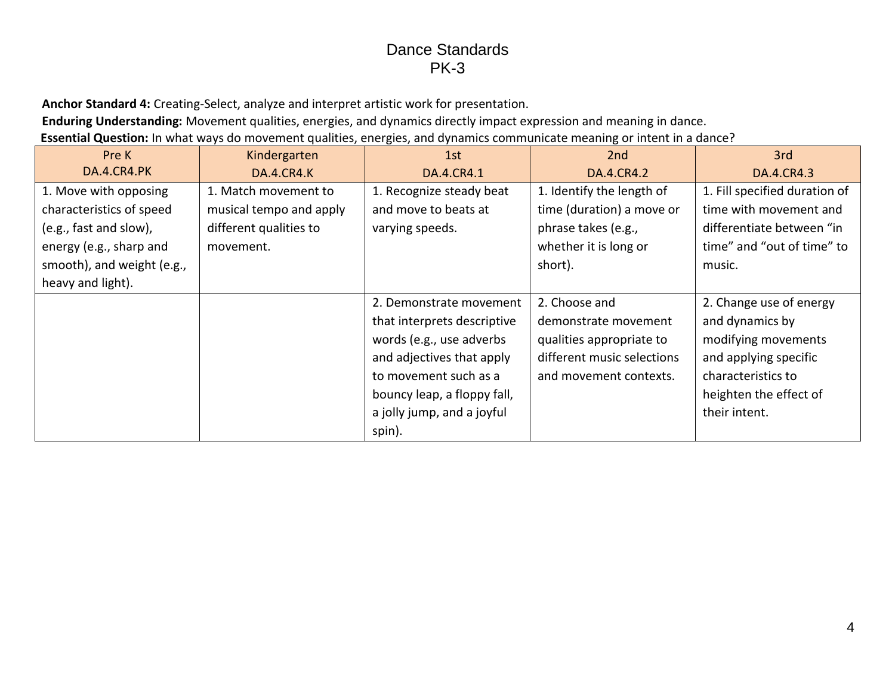# Dance Standards
## PK-3

**Anchor Standard 4:** Creating-Select, analyze and interpret artistic work for presentation.

**Enduring Understanding:** Movement qualities, energies, and dynamics directly impact expression and meaning in dance.

**Essential Question:** In what ways do movement qualities, energies, and dynamics communicate meaning or intent in a dance?

| Pre K<br>DA.4.CR4.PK | Kindergarten<br>DA.4.CR4.K | 1st<br>DA.4.CR4.1 | 2nd<br>DA.4.CR4.2 | 3rd<br>DA.4.CR4.3 |
|---|---|---|---|---|
| 1. Move with opposing characteristics of speed (e.g., fast and slow), energy (e.g., sharp and smooth), and weight (e.g., heavy and light). | 1. Match movement to musical tempo and apply different qualities to movement. | 1. Recognize steady beat and move to beats at varying speeds. | 1. Identify the length of time (duration) a move or phrase takes (e.g., whether it is long or short). | 1. Fill specified duration of time with movement and differentiate between "in time" and "out of time" to music. |
| | | 2. Demonstrate movement that interprets descriptive words (e.g., use adverbs and adjectives that apply to movement such as a bouncy leap, a floppy fall, a jolly jump, and a joyful spin). | 2. Choose and demonstrate movement qualities appropriate to different music selections and movement contexts. | 2. Change use of energy and dynamics by modifying movements and applying specific characteristics to heighten the effect of their intent. |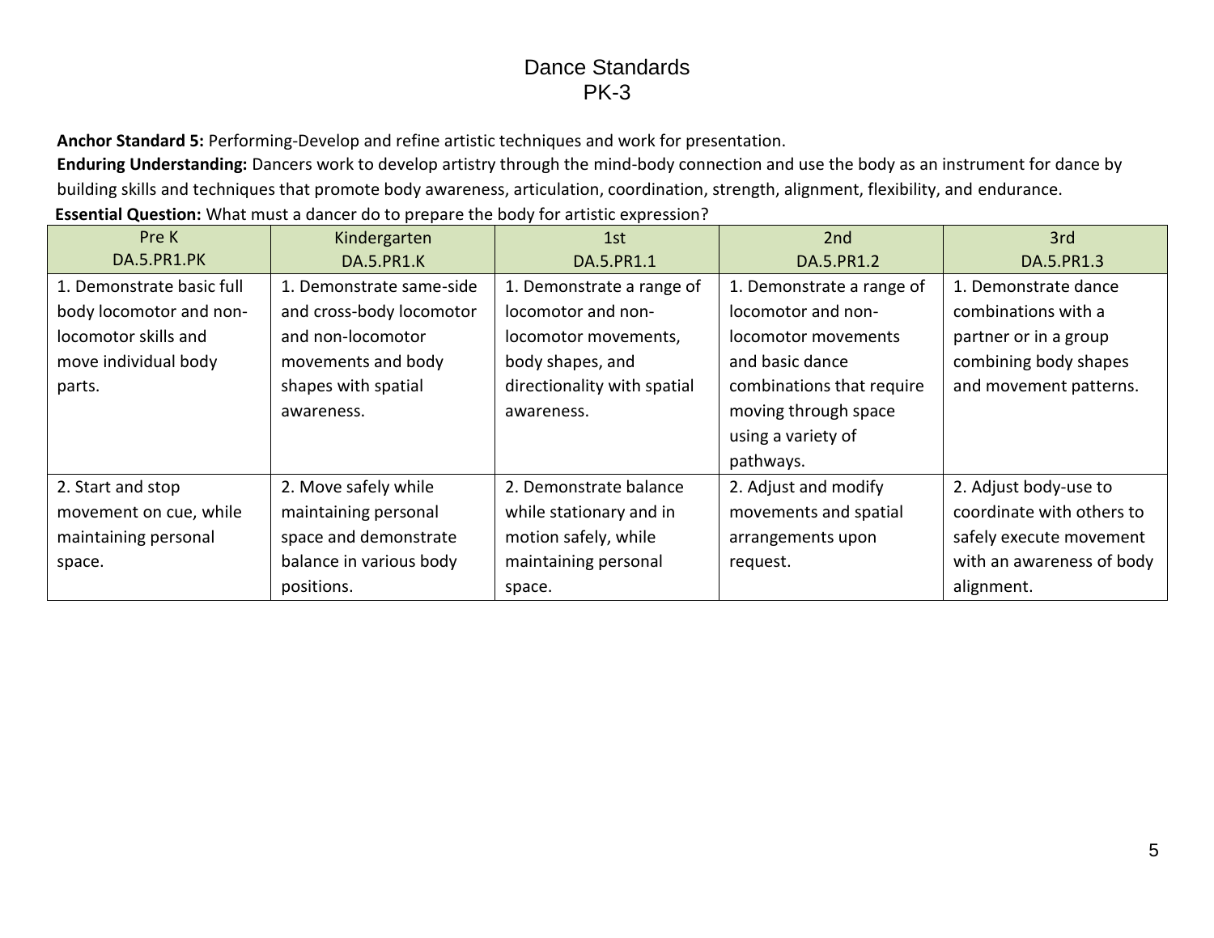# Dance Standards
## PK-3

**Anchor Standard 5:** Performing-Develop and refine artistic techniques and work for presentation.

**Enduring Understanding:** Dancers work to develop artistry through the mind-body connection and use the body as an instrument for dance by building skills and techniques that promote body awareness, articulation, coordination, strength, alignment, flexibility, and endurance.

**Essential Question:** What must a dancer do to prepare the body for artistic expression?

| Pre K<br>DA.5.PR1.PK | Kindergarten<br>DA.5.PR1.K | 1st<br>DA.5.PR1.1 | 2nd<br>DA.5.PR1.2 | 3rd<br>DA.5.PR1.3 |
|---|---|---|---|---|
| 1. Demonstrate basic full body locomotor and non-locomotor skills and move individual body parts. | 1. Demonstrate same-side and cross-body locomotor and non-locomotor movements and body shapes with spatial awareness. | 1. Demonstrate a range of locomotor and non-locomotor movements, body shapes, and directionality with spatial awareness. | 1. Demonstrate a range of locomotor and non-locomotor movements and basic dance combinations that require moving through space using a variety of pathways. | 1. Demonstrate dance combinations with a partner or in a group combining body shapes and movement patterns. |
| 2. Start and stop movement on cue, while maintaining personal space. | 2. Move safely while maintaining personal space and demonstrate balance in various body positions. | 2. Demonstrate balance while stationary and in motion safely, while maintaining personal space. | 2. Adjust and modify movements and spatial arrangements upon request. | 2. Adjust body-use to coordinate with others to safely execute movement with an awareness of body alignment. |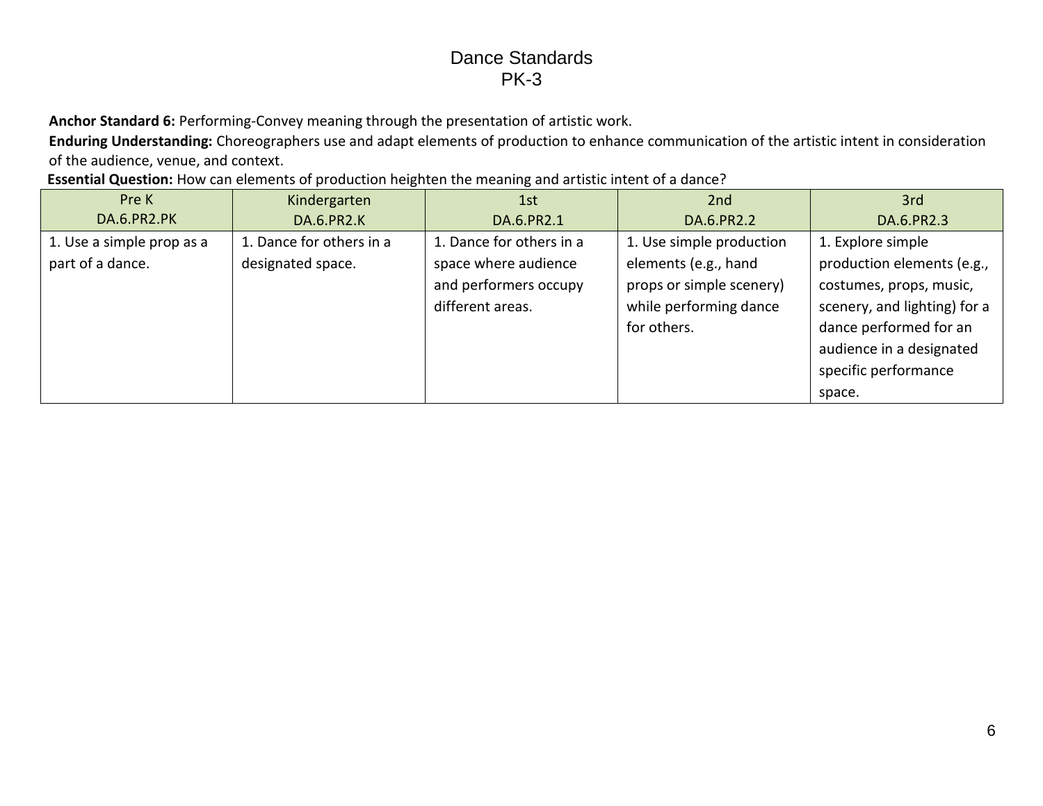# Dance Standards
## PK-3

**Anchor Standard 6:** Performing-Convey meaning through the presentation of artistic work.

**Enduring Understanding:** Choreographers use and adapt elements of production to enhance communication of the artistic intent in consideration of the audience, venue, and context.

**Essential Question:** How can elements of production heighten the meaning and artistic intent of a dance?

| Pre K<br>DA.6.PR2.PK | Kindergarten<br>DA.6.PR2.K | 1st<br>DA.6.PR2.1 | 2nd<br>DA.6.PR2.2 | 3rd<br>DA.6.PR2.3 |
|---|---|---|---|---|
| 1. Use a simple prop as a part of a dance. | 1. Dance for others in a designated space. | 1. Dance for others in a space where audience and performers occupy different areas. | 1. Use simple production elements (e.g., hand props or simple scenery) while performing dance for others. | 1. Explore simple production elements (e.g., costumes, props, music, scenery, and lighting) for a dance performed for an audience in a designated specific performance space. |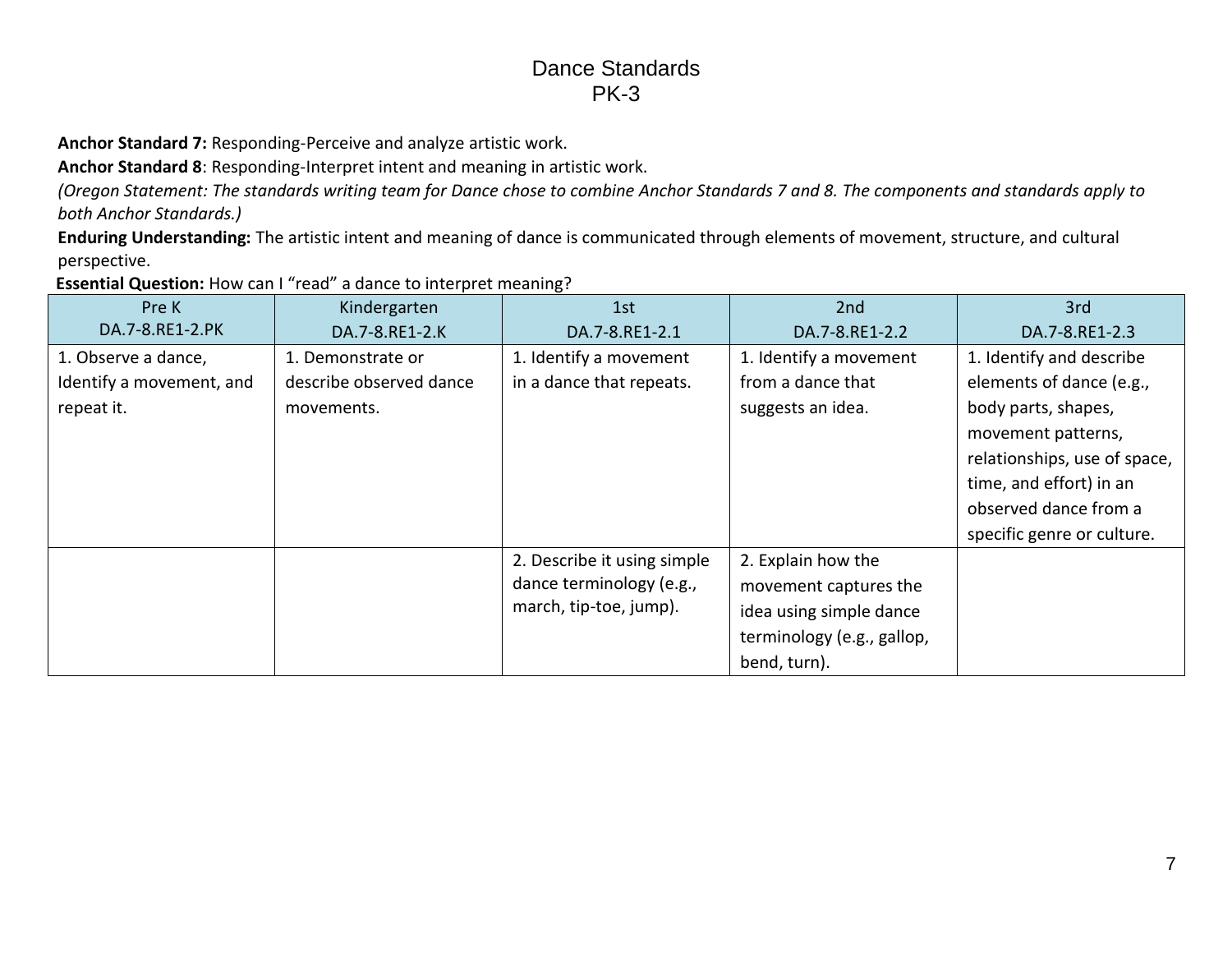# Dance Standards
## PK-3

**Anchor Standard 7:** Responding-Perceive and analyze artistic work.

**Anchor Standard 8**: Responding-Interpret intent and meaning in artistic work.

*(Oregon Statement: The standards writing team for Dance chose to combine Anchor Standards 7 and 8. The components and standards apply to both Anchor Standards.)*

**Enduring Understanding:** The artistic intent and meaning of dance is communicated through elements of movement, structure, and cultural perspective.

**Essential Question:** How can I "read" a dance to interpret meaning?

| Pre K<br>DA.7-8.RE1-2.PK | Kindergarten<br>DA.7-8.RE1-2.K | 1st<br>DA.7-8.RE1-2.1 | 2nd<br>DA.7-8.RE1-2.2 | 3rd<br>DA.7-8.RE1-2.3 |
|---|---|---|---|---|
| 1. Observe a dance, Identify a movement, and repeat it. | 1. Demonstrate or describe observed dance movements. | 1. Identify a movement in a dance that repeats. | 1. Identify a movement from a dance that suggests an idea. | 1. Identify and describe elements of dance (e.g., body parts, shapes, movement patterns, relationships, use of space, time, and effort) in an observed dance from a specific genre or culture. |
| | | 2. Describe it using simple dance terminology (e.g., march, tip-toe, jump). | 2. Explain how the movement captures the idea using simple dance terminology (e.g., gallop, bend, turn). | |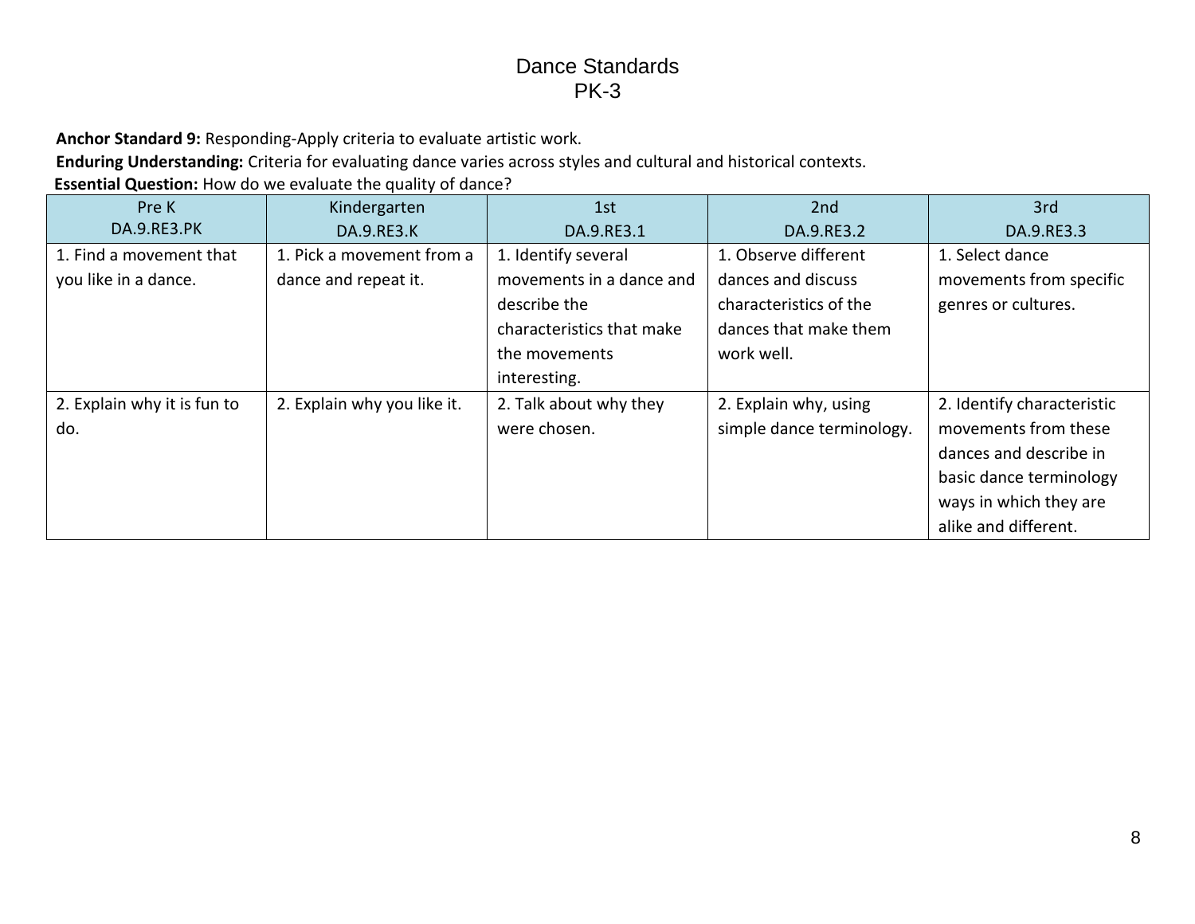# Dance Standards
## PK-3

**Anchor Standard 9:** Responding-Apply criteria to evaluate artistic work.

**Enduring Understanding:** Criteria for evaluating dance varies across styles and cultural and historical contexts.

**Essential Question:** How do we evaluate the quality of dance?

| Pre K<br>DA.9.RE3.PK | Kindergarten<br>DA.9.RE3.K | 1st<br>DA.9.RE3.1 | 2nd<br>DA.9.RE3.2 | 3rd<br>DA.9.RE3.3 |
|---|---|---|---|---|
| 1. Find a movement that you like in a dance. | 1. Pick a movement from a dance and repeat it. | 1. Identify several movements in a dance and describe the characteristics that make the movements interesting. | 1. Observe different dances and discuss characteristics of the dances that make them work well. | 1. Select dance movements from specific genres or cultures. |
| 2. Explain why it is fun to do. | 2. Explain why you like it. | 2. Talk about why they were chosen. | 2. Explain why, using simple dance terminology. | 2. Identify characteristic movements from these dances and describe in basic dance terminology ways in which they are alike and different. |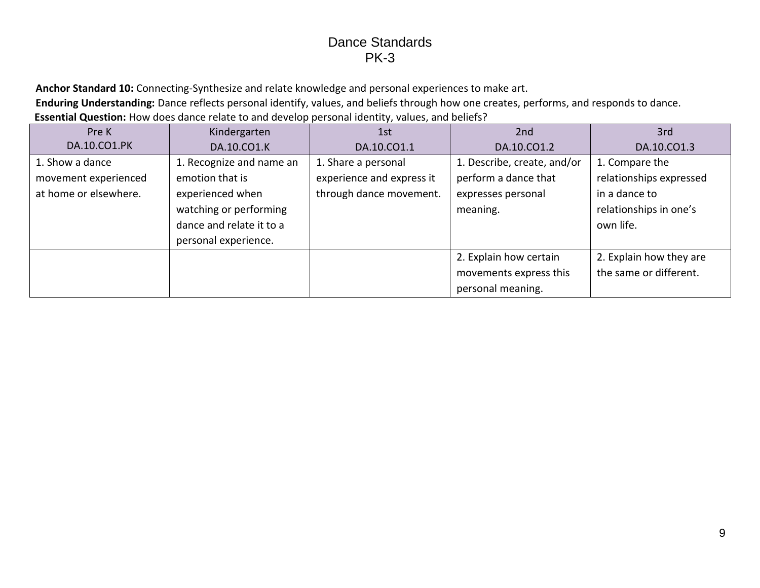# Dance Standards
## PK-3

**Anchor Standard 10:** Connecting-Synthesize and relate knowledge and personal experiences to make art.

**Enduring Understanding:** Dance reflects personal identify, values, and beliefs through how one creates, performs, and responds to dance.

**Essential Question:** How does dance relate to and develop personal identity, values, and beliefs?

| Pre K<br>DA.10.CO1.PK | Kindergarten<br>DA.10.CO1.K | 1st<br>DA.10.CO1.1 | 2nd<br>DA.10.CO1.2 | 3rd<br>DA.10.CO1.3 |
|---|---|---|---|---|
| 1. Show a dance movement experienced at home or elsewhere. | 1. Recognize and name an emotion that is experienced when watching or performing dance and relate it to a personal experience. | 1. Share a personal experience and express it through dance movement. | 1. Describe, create, and/or perform a dance that expresses personal meaning. | 1. Compare the relationships expressed in a dance to relationships in one's own life. |
| | | | 2. Explain how certain movements express this personal meaning. | 2. Explain how they are the same or different. |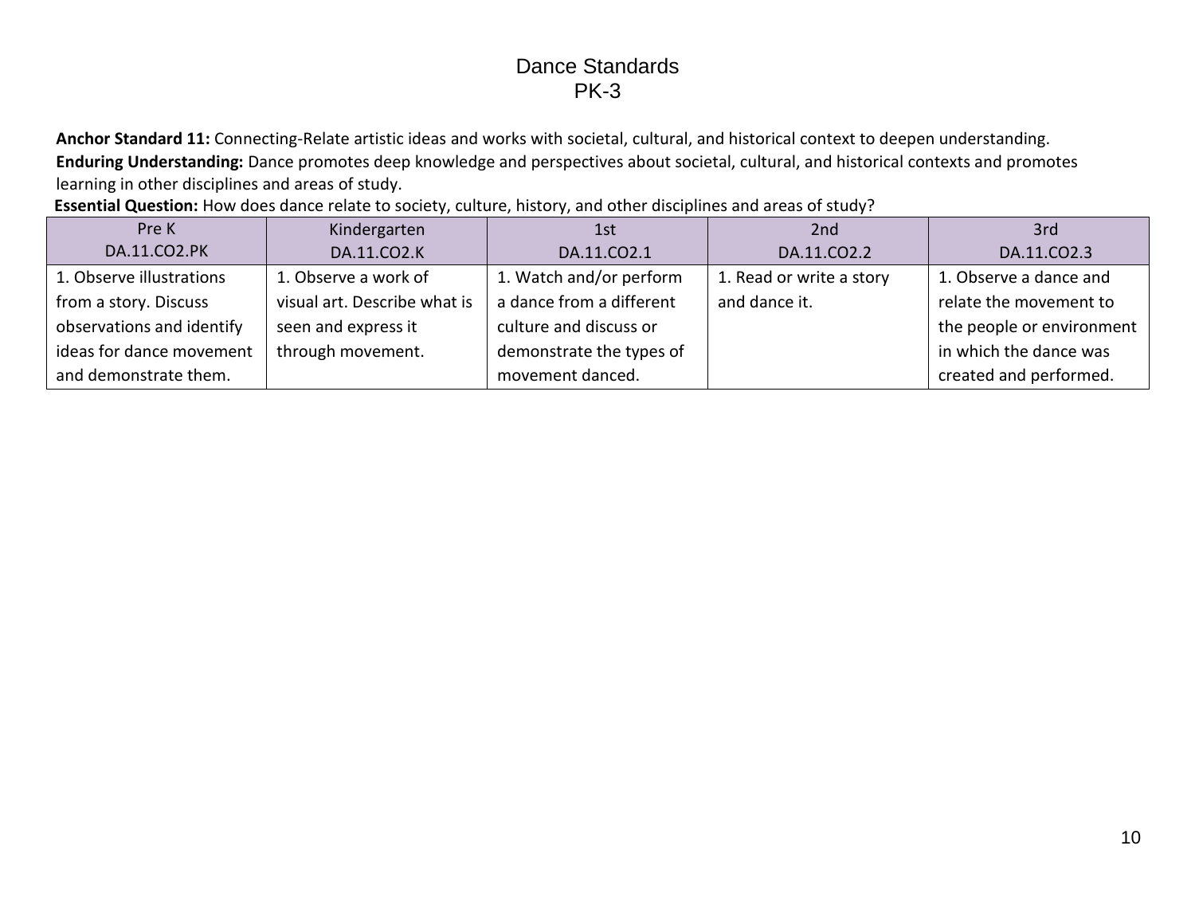# Dance Standards
## PK-3

**Anchor Standard 11:** Connecting-Relate artistic ideas and works with societal, cultural, and historical context to deepen understanding.

**Enduring Understanding:** Dance promotes deep knowledge and perspectives about societal, cultural, and historical contexts and promotes learning in other disciplines and areas of study.

**Essential Question:** How does dance relate to society, culture, history, and other disciplines and areas of study?

| Pre K<br>DA.11.CO2.PK | Kindergarten<br>DA.11.CO2.K | 1st<br>DA.11.CO2.1 | 2nd<br>DA.11.CO2.2 | 3rd<br>DA.11.CO2.3 |
|---|---|---|---|---|
| 1. Observe illustrations from a story. Discuss observations and identify ideas for dance movement and demonstrate them. | 1. Observe a work of visual art. Describe what is seen and express it through movement. | 1. Watch and/or perform a dance from a different culture and discuss or demonstrate the types of movement danced. | 1. Read or write a story and dance it. | 1. Observe a dance and relate the movement to the people or environment in which the dance was created and performed. |